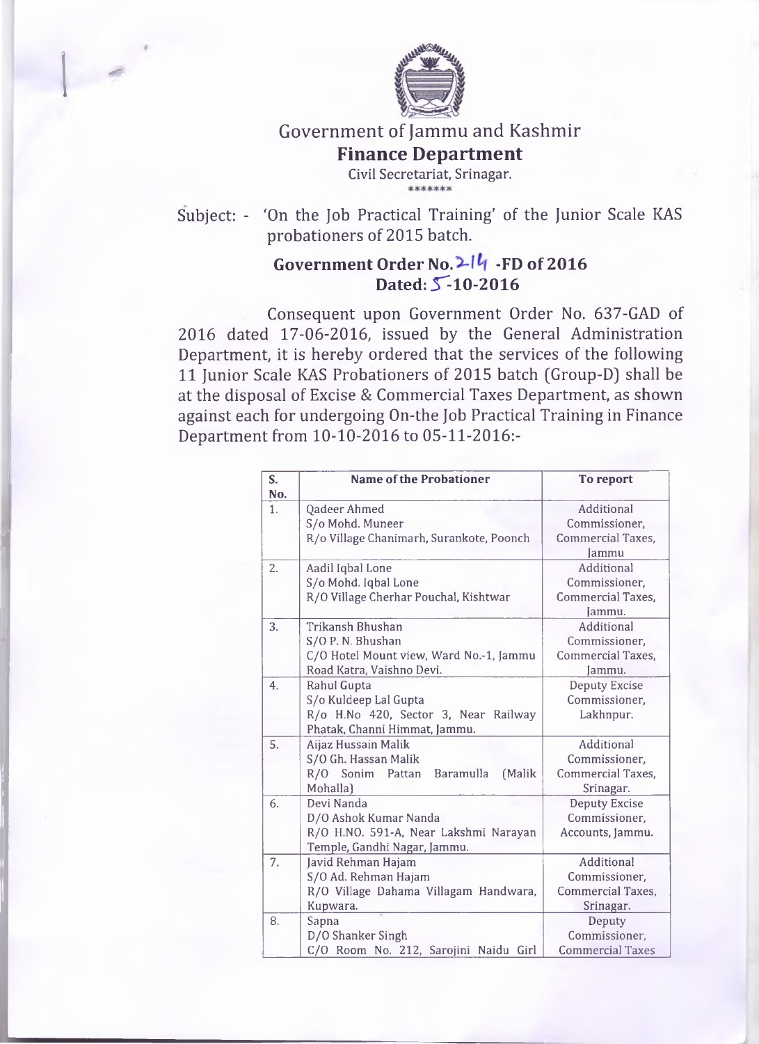# Government of Jammu and Kashmir

## Finance Department

Civil Secretariat, Srinagar.

\*\*\*\*\*\*\*

Subject: - 'On the Job Practical Training' of the Junior Scale KAS probationers of 2015 batch.

### Government Order No. 214 -FD of 2016
### Dated: 5-10-2016

Consequent upon Government Order No. 637-GAD of 2016 dated 17-06-2016, issued by the General Administration Department, it is hereby ordered that the services of the following 11 Junior Scale KAS Probationers of 2015 batch (Group-D) shall be at the disposal of Excise & Commercial Taxes Department, as shown against each for undergoing On-the Job Practical Training in Finance Department from 10-10-2016 to 05-11-2016:-

| S. No. | Name of the Probationer | To report |
|---|---|---|
| 1. | Qadeer Ahmed<br>S/o Mohd. Muneer<br>R/o Village Chanimarh, Surankote, Poonch | Additional Commissioner, Commercial Taxes, Jammu |
| 2. | Aadil Iqbal Lone<br>S/o Mohd. Iqbal Lone<br>R/O Village Cherhar Pouchal, Kishtwar | Additional Commissioner, Commercial Taxes, Jammu. |
| 3. | Trikansh Bhushan<br>S/O P. N. Bhushan<br>C/O Hotel Mount view, Ward No.-1, Jammu Road Katra, Vaishno Devi. | Additional Commissioner, Commercial Taxes, Jammu. |
| 4. | Rahul Gupta<br>S/o Kuldeep Lal Gupta<br>R/o H.No 420, Sector 3, Near Railway Phatak, Channi Himmat, Jammu. | Deputy Excise Commissioner, Lakhnpur. |
| 5. | Aijaz Hussain Malik<br>S/O Gh. Hassan Malik<br>R/O Sonim Pattan Baramulla (Malik Mohalla) | Additional Commissioner, Commercial Taxes, Srinagar. |
| 6. | Devi Nanda<br>D/O Ashok Kumar Nanda<br>R/O H.NO. 591-A, Near Lakshmi Narayan Temple, Gandhi Nagar, Jammu. | Deputy Excise Commissioner, Accounts, Jammu. |
| 7. | Javid Rehman Hajam<br>S/O Ad. Rehman Hajam<br>R/O Village Dahama Villagam Handwara, Kupwara. | Additional Commissioner, Commercial Taxes, Srinagar. |
| 8. | Sapna<br>D/O Shanker Singh<br>C/O Room No. 212, Sarojini Naidu Girl | Deputy Commissioner, Commercial Taxes |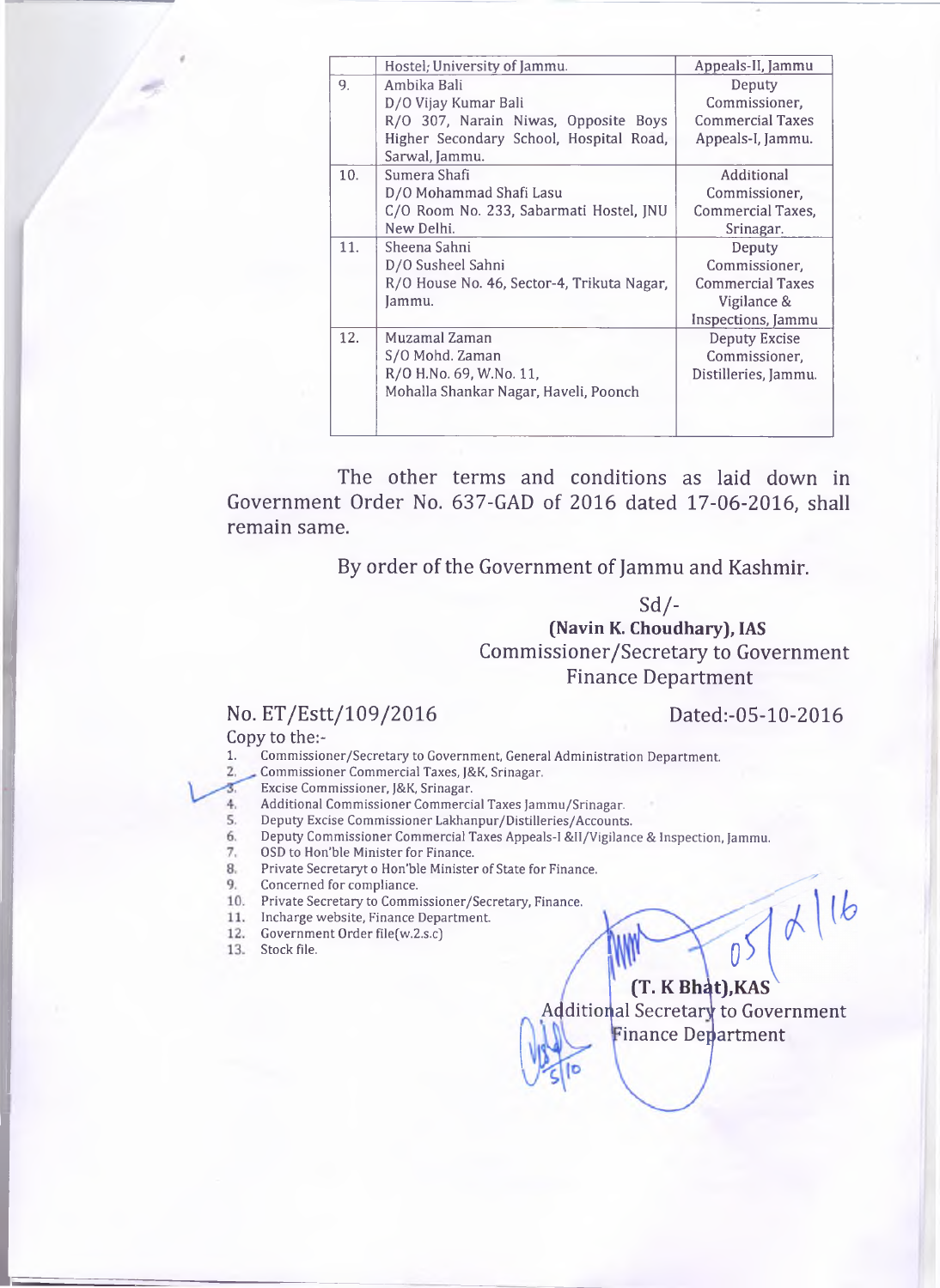| | | |
|---|---|---|
| | Hostel; University of Jammu. | Appeals-II, Jammu |
| 9. | Ambika Bali<br>D/O Vijay Kumar Bali<br>R/O 307, Narain Niwas, Opposite Boys Higher Secondary School, Hospital Road, Sarwal, Jammu. | Deputy Commissioner, Commercial Taxes Appeals-I, Jammu. |
| 10. | Sumera Shafi<br>D/O Mohammad Shafi Lasu<br>C/O Room No. 233, Sabarmati Hostel, JNU New Delhi. | Additional Commissioner, Commercial Taxes, Srinagar. |
| 11. | Sheena Sahni<br>D/O Susheel Sahni<br>R/O House No. 46, Sector-4, Trikuta Nagar, Jammu. | Deputy Commissioner, Commercial Taxes Vigilance & Inspections, Jammu |
| 12. | Muzamal Zaman<br>S/O Mohd. Zaman<br>R/O H.No. 69, W.No. 11,<br>Mohalla Shankar Nagar, Haveli, Poonch | Deputy Excise Commissioner, Distilleries, Jammu. |

The other terms and conditions as laid down in Government Order No. 637-GAD of 2016 dated 17-06-2016, shall remain same.

By order of the Government of Jammu and Kashmir.

Sd/-
**(Navin K. Choudhary), IAS**
Commissioner/Secretary to Government
Finance Department

No. ET/Estt/109/2016 Dated:-05-10-2016

Copy to the:-

1. Commissioner/Secretary to Government, General Administration Department.
2. Commissioner Commercial Taxes, J&K, Srinagar.
3. Excise Commissioner, J&K, Srinagar.
4. Additional Commissioner Commercial Taxes Jammu/Srinagar.
5. Deputy Excise Commissioner Lakhanpur/Distilleries/Accounts.
6. Deputy Commissioner Commercial Taxes Appeals-I &II/Vigilance & Inspection, Jammu.
7. OSD to Hon'ble Minister for Finance.
8. Private Secretaryt o Hon'ble Minister of State for Finance.
9. Concerned for compliance.
10. Private Secretary to Commissioner/Secretary, Finance.
11. Incharge website, Finance Department.
12. Government Order file(w.2.s.c)
13. Stock file.

05/10/16

**(T. K Bhat),KAS**
Additional Secretary to Government
Finance Department